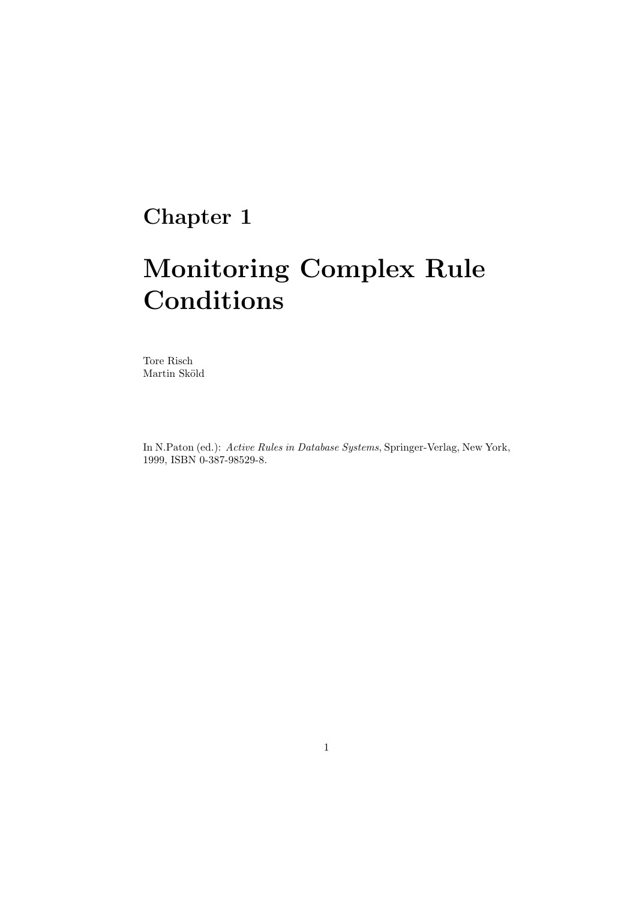# Chapter 1

# Monitoring Complex Rule Conditions

Tore Risch
Martin Sköld

In N.Paton (ed.): *Active Rules in Database Systems*, Springer-Verlag, New York, 1999, ISBN 0-387-98529-8.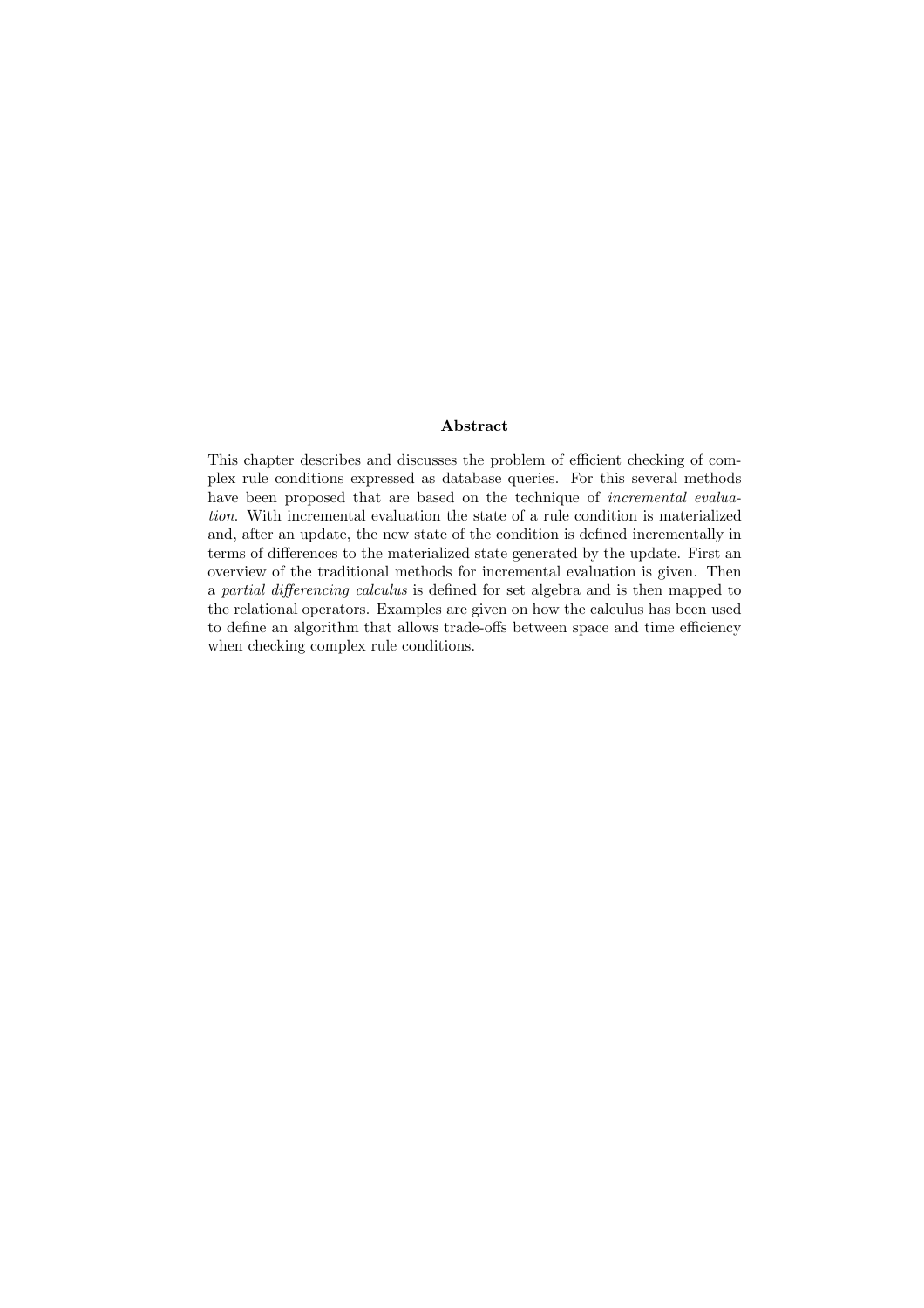## Abstract

This chapter describes and discusses the problem of efficient checking of complex rule conditions expressed as database queries. For this several methods have been proposed that are based on the technique of *incremental evaluation*. With incremental evaluation the state of a rule condition is materialized and, after an update, the new state of the condition is defined incrementally in terms of differences to the materialized state generated by the update. First an overview of the traditional methods for incremental evaluation is given. Then a *partial differencing calculus* is defined for set algebra and is then mapped to the relational operators. Examples are given on how the calculus has been used to define an algorithm that allows trade-offs between space and time efficiency when checking complex rule conditions.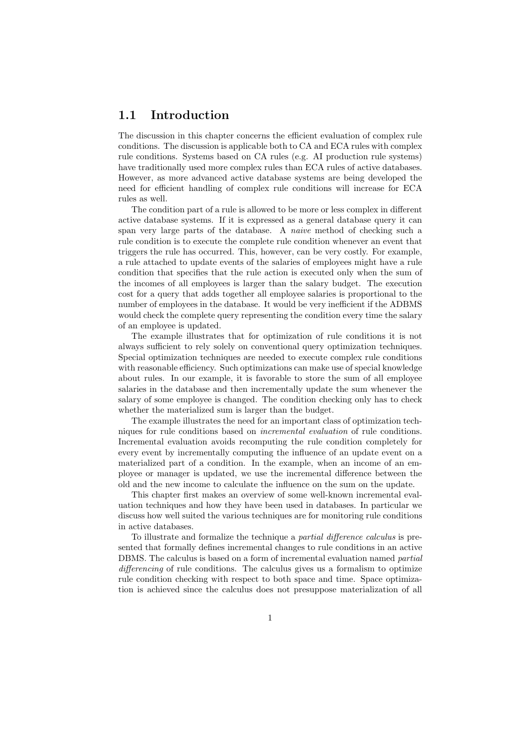## 1.1 Introduction

The discussion in this chapter concerns the efficient evaluation of complex rule conditions. The discussion is applicable both to CA and ECA rules with complex rule conditions. Systems based on CA rules (e.g. AI production rule systems) have traditionally used more complex rules than ECA rules of active databases. However, as more advanced active database systems are being developed the need for efficient handling of complex rule conditions will increase for ECA rules as well.

The condition part of a rule is allowed to be more or less complex in different active database systems. If it is expressed as a general database query it can span very large parts of the database. A *naive* method of checking such a rule condition is to execute the complete rule condition whenever an event that triggers the rule has occurred. This, however, can be very costly. For example, a rule attached to update events of the salaries of employees might have a rule condition that specifies that the rule action is executed only when the sum of the incomes of all employees is larger than the salary budget. The execution cost for a query that adds together all employee salaries is proportional to the number of employees in the database. It would be very inefficient if the ADBMS would check the complete query representing the condition every time the salary of an employee is updated.

The example illustrates that for optimization of rule conditions it is not always sufficient to rely solely on conventional query optimization techniques. Special optimization techniques are needed to execute complex rule conditions with reasonable efficiency. Such optimizations can make use of special knowledge about rules. In our example, it is favorable to store the sum of all employee salaries in the database and then incrementally update the sum whenever the salary of some employee is changed. The condition checking only has to check whether the materialized sum is larger than the budget.

The example illustrates the need for an important class of optimization techniques for rule conditions based on *incremental evaluation* of rule conditions. Incremental evaluation avoids recomputing the rule condition completely for every event by incrementally computing the influence of an update event on a materialized part of a condition. In the example, when an income of an employee or manager is updated, we use the incremental difference between the old and the new income to calculate the influence on the sum on the update.

This chapter first makes an overview of some well-known incremental evaluation techniques and how they have been used in databases. In particular we discuss how well suited the various techniques are for monitoring rule conditions in active databases.

To illustrate and formalize the technique a *partial difference calculus* is presented that formally defines incremental changes to rule conditions in an active DBMS. The calculus is based on a form of incremental evaluation named *partial differencing* of rule conditions. The calculus gives us a formalism to optimize rule condition checking with respect to both space and time. Space optimization is achieved since the calculus does not presuppose materialization of all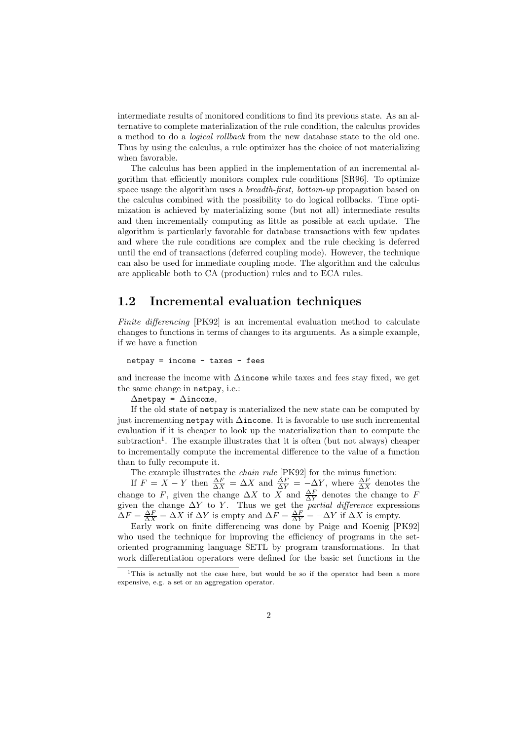intermediate results of monitored conditions to find its previous state. As an alternative to complete materialization of the rule condition, the calculus provides a method to do a *logical rollback* from the new database state to the old one. Thus by using the calculus, a rule optimizer has the choice of not materializing when favorable.

The calculus has been applied in the implementation of an incremental algorithm that efficiently monitors complex rule conditions [SR96]. To optimize space usage the algorithm uses a *breadth-first, bottom-up* propagation based on the calculus combined with the possibility to do logical rollbacks. Time optimization is achieved by materializing some (but not all) intermediate results and then incrementally computing as little as possible at each update. The algorithm is particularly favorable for database transactions with few updates and where the rule conditions are complex and the rule checking is deferred until the end of transactions (deferred coupling mode). However, the technique can also be used for immediate coupling mode. The algorithm and the calculus are applicable both to CA (production) rules and to ECA rules.

## 1.2 Incremental evaluation techniques

*Finite differencing* [PK92] is an incremental evaluation method to calculate changes to functions in terms of changes to its arguments. As a simple example, if we have a function

```
netpay = income - taxes - fees
```

and increase the income with $\Delta$`income` while taxes and fees stay fixed, we get the same change in `netpay`, i.e.:

$\Delta$`netpay` = $\Delta$`income`,

If the old state of `netpay` is materialized the new state can be computed by just incrementing `netpay` with $\Delta$`income`. It is favorable to use such incremental evaluation if it is cheaper to look up the materialization than to compute the subtraction[1]. The example illustrates that it is often (but not always) cheaper to incrementally compute the incremental difference to the value of a function than to fully recompute it.

The example illustrates the *chain rule* [PK92] for the minus function:

If $F = X - Y$ then $\frac{\Delta F}{\Delta X} = \Delta X$ and $\frac{\Delta F}{\Delta Y} = -\Delta Y$, where $\frac{\Delta F}{\Delta X}$ denotes the change to $F$, given the change $\Delta X$ to $X$ and $\frac{\Delta F}{\Delta Y}$ denotes the change to $F$ given the change $\Delta Y$ to $Y$. Thus we get the *partial difference* expressions $\Delta F = \frac{\Delta F}{\Delta X} = \Delta X$ if $\Delta Y$ is empty and $\Delta F = \frac{\Delta F}{\Delta Y} = -\Delta Y$ if $\Delta X$ is empty.

Early work on finite differencing was done by Paige and Koenig [PK92] who used the technique for improving the efficiency of programs in the set-oriented programming language SETL by program transformations. In that work differentiation operators were defined for the basic set functions in the

[1] This is actually not the case here, but would be so if the operator had been a more expensive, e.g. a set or an aggregation operator.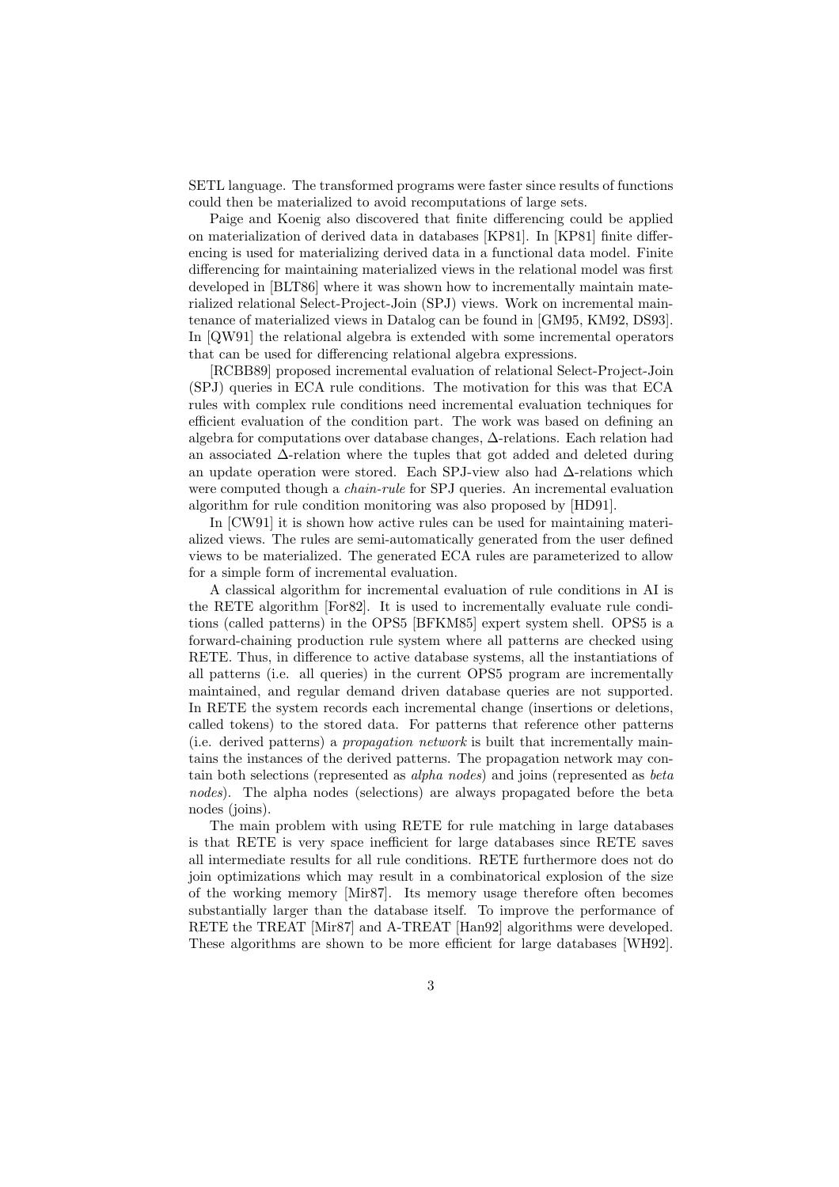SETL language. The transformed programs were faster since results of functions could then be materialized to avoid recomputations of large sets.

Paige and Koenig also discovered that finite differencing could be applied on materialization of derived data in databases [KP81]. In [KP81] finite differencing is used for materializing derived data in a functional data model. Finite differencing for maintaining materialized views in the relational model was first developed in [BLT86] where it was shown how to incrementally maintain materialized relational Select-Project-Join (SPJ) views. Work on incremental maintenance of materialized views in Datalog can be found in [GM95, KM92, DS93]. In [QW91] the relational algebra is extended with some incremental operators that can be used for differencing relational algebra expressions.

[RCBB89] proposed incremental evaluation of relational Select-Project-Join (SPJ) queries in ECA rule conditions. The motivation for this was that ECA rules with complex rule conditions need incremental evaluation techniques for efficient evaluation of the condition part. The work was based on defining an algebra for computations over database changes, $\Delta$-relations. Each relation had an associated $\Delta$-relation where the tuples that got added and deleted during an update operation were stored. Each SPJ-view also had $\Delta$-relations which were computed though a *chain-rule* for SPJ queries. An incremental evaluation algorithm for rule condition monitoring was also proposed by [HD91].

In [CW91] it is shown how active rules can be used for maintaining materialized views. The rules are semi-automatically generated from the user defined views to be materialized. The generated ECA rules are parameterized to allow for a simple form of incremental evaluation.

A classical algorithm for incremental evaluation of rule conditions in AI is the RETE algorithm [For82]. It is used to incrementally evaluate rule conditions (called patterns) in the OPS5 [BFKM85] expert system shell. OPS5 is a forward-chaining production rule system where all patterns are checked using RETE. Thus, in difference to active database systems, all the instantiations of all patterns (i.e. all queries) in the current OPS5 program are incrementally maintained, and regular demand driven database queries are not supported. In RETE the system records each incremental change (insertions or deletions, called tokens) to the stored data. For patterns that reference other patterns (i.e. derived patterns) a *propagation network* is built that incrementally maintains the instances of the derived patterns. The propagation network may contain both selections (represented as *alpha nodes*) and joins (represented as *beta nodes*). The alpha nodes (selections) are always propagated before the beta nodes (joins).

The main problem with using RETE for rule matching in large databases is that RETE is very space inefficient for large databases since RETE saves all intermediate results for all rule conditions. RETE furthermore does not do join optimizations which may result in a combinatorical explosion of the size of the working memory [Mir87]. Its memory usage therefore often becomes substantially larger than the database itself. To improve the performance of RETE the TREAT [Mir87] and A-TREAT [Han92] algorithms were developed. These algorithms are shown to be more efficient for large databases [WH92].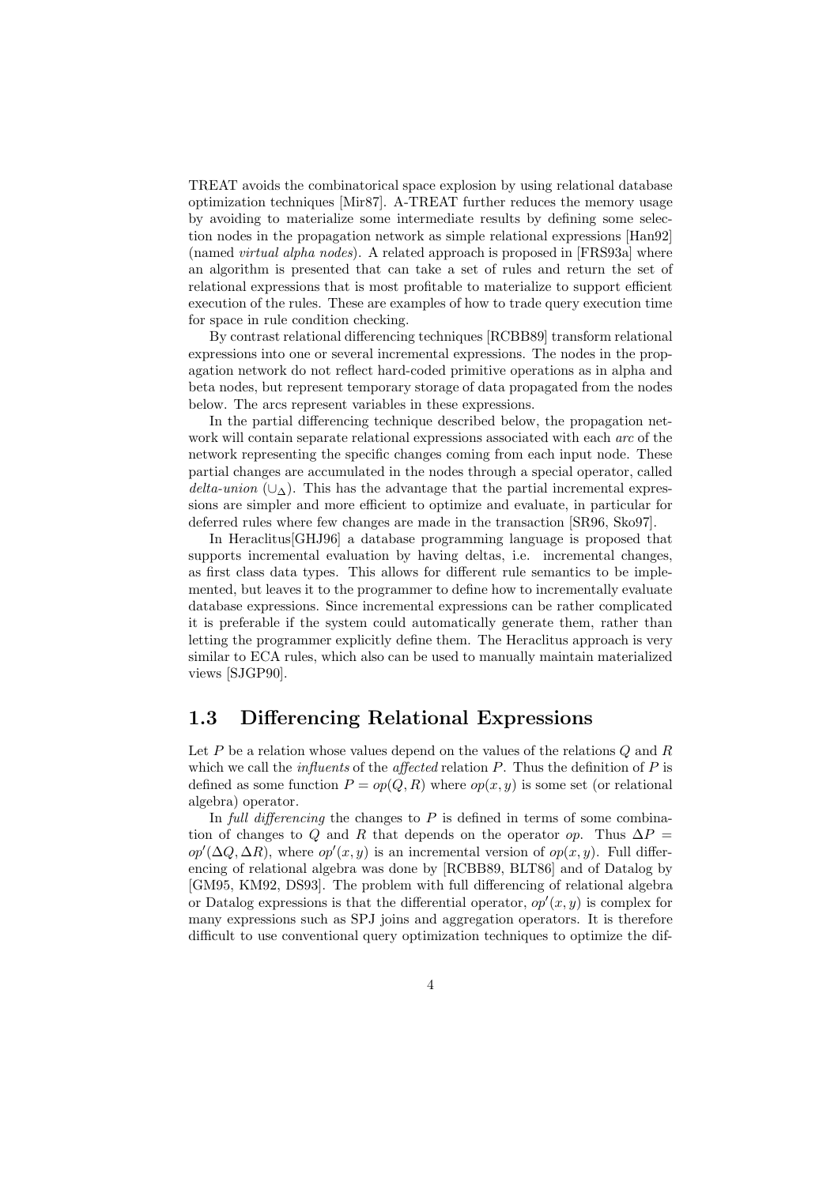TREAT avoids the combinatorical space explosion by using relational database optimization techniques [Mir87]. A-TREAT further reduces the memory usage by avoiding to materialize some intermediate results by defining some selection nodes in the propagation network as simple relational expressions [Han92] (named *virtual alpha nodes*). A related approach is proposed in [FRS93a] where an algorithm is presented that can take a set of rules and return the set of relational expressions that is most profitable to materialize to support efficient execution of the rules. These are examples of how to trade query execution time for space in rule condition checking.

By contrast relational differencing techniques [RCBB89] transform relational expressions into one or several incremental expressions. The nodes in the propagation network do not reflect hard-coded primitive operations as in alpha and beta nodes, but represent temporary storage of data propagated from the nodes below. The arcs represent variables in these expressions.

In the partial differencing technique described below, the propagation network will contain separate relational expressions associated with each *arc* of the network representing the specific changes coming from each input node. These partial changes are accumulated in the nodes through a special operator, called *delta-union* ($\cup_\Delta$). This has the advantage that the partial incremental expressions are simpler and more efficient to optimize and evaluate, in particular for deferred rules where few changes are made in the transaction [SR96, Sko97].

In Heraclitus[GHJ96] a database programming language is proposed that supports incremental evaluation by having deltas, i.e. incremental changes, as first class data types. This allows for different rule semantics to be implemented, but leaves it to the programmer to define how to incrementally evaluate database expressions. Since incremental expressions can be rather complicated it is preferable if the system could automatically generate them, rather than letting the programmer explicitly define them. The Heraclitus approach is very similar to ECA rules, which also can be used to manually maintain materialized views [SJGP90].

## 1.3 Differencing Relational Expressions

Let $P$ be a relation whose values depend on the values of the relations $Q$ and $R$ which we call the *influents* of the *affected* relation $P$. Thus the definition of $P$ is defined as some function $P = op(Q, R)$ where $op(x, y)$ is some set (or relational algebra) operator.

In *full differencing* the changes to $P$ is defined in terms of some combination of changes to $Q$ and $R$ that depends on the operator $op$. Thus $\Delta P = op'(\Delta Q, \Delta R)$, where $op'(x, y)$ is an incremental version of $op(x, y)$. Full differencing of relational algebra was done by [RCBB89, BLT86] and of Datalog by [GM95, KM92, DS93]. The problem with full differencing of relational algebra or Datalog expressions is that the differential operator, $op'(x, y)$ is complex for many expressions such as SPJ joins and aggregation operators. It is therefore difficult to use conventional query optimization techniques to optimize the dif-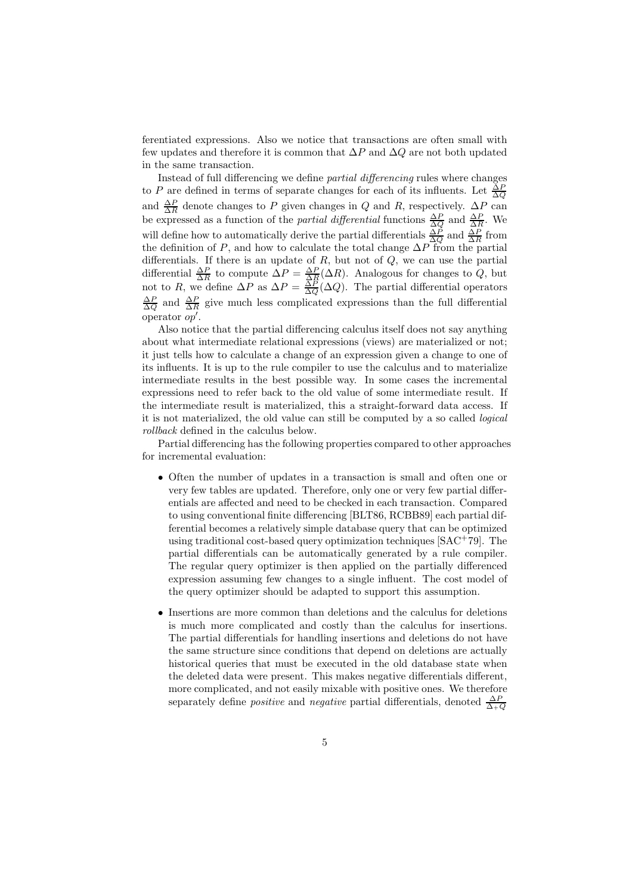ferentiated expressions. Also we notice that transactions are often small with few updates and therefore it is common that $\Delta P$ and $\Delta Q$ are not both updated in the same transaction.

Instead of full differencing we define *partial differencing* rules where changes to $P$ are defined in terms of separate changes for each of its influents. Let $\frac{\Delta P}{\Delta Q}$ and $\frac{\Delta P}{\Delta R}$ denote changes to $P$ given changes in $Q$ and $R$, respectively. $\Delta P$ can be expressed as a function of the *partial differential* functions $\frac{\Delta P}{\Delta Q}$ and $\frac{\Delta P}{\Delta R}$. We will define how to automatically derive the partial differentials $\frac{\Delta P}{\Delta Q}$ and $\frac{\Delta P}{\Delta R}$ from the definition of $P$, and how to calculate the total change $\Delta P$ from the partial differentials. If there is an update of $R$, but not of $Q$, we can use the partial differential $\frac{\Delta P}{\Delta R}$ to compute $\Delta P = \frac{\Delta P}{\Delta R}(\Delta R)$. Analogous for changes to $Q$, but not to $R$, we define $\Delta P$ as $\Delta P = \frac{\Delta P}{\Delta Q}(\Delta Q)$. The partial differential operators $\frac{\Delta P}{\Delta Q}$ and $\frac{\Delta P}{\Delta R}$ give much less complicated expressions than the full differential operator $op'$.

Also notice that the partial differencing calculus itself does not say anything about what intermediate relational expressions (views) are materialized or not; it just tells how to calculate a change of an expression given a change to one of its influents. It is up to the rule compiler to use the calculus and to materialize intermediate results in the best possible way. In some cases the incremental expressions need to refer back to the old value of some intermediate result. If the intermediate result is materialized, this a straight-forward data access. If it is not materialized, the old value can still be computed by a so called *logical rollback* defined in the calculus below.

Partial differencing has the following properties compared to other approaches for incremental evaluation:

- Often the number of updates in a transaction is small and often one or very few tables are updated. Therefore, only one or very few partial differentials are affected and need to be checked in each transaction. Compared to using conventional finite differencing [BLT86, RCBB89] each partial differential becomes a relatively simple database query that can be optimized using traditional cost-based query optimization techniques [SAC+79]. The partial differentials can be automatically generated by a rule compiler. The regular query optimizer is then applied on the partially differenced expression assuming few changes to a single influent. The cost model of the query optimizer should be adapted to support this assumption.

- Insertions are more common than deletions and the calculus for deletions is much more complicated and costly than the calculus for insertions. The partial differentials for handling insertions and deletions do not have the same structure since conditions that depend on deletions are actually historical queries that must be executed in the old database state when the deleted data were present. This makes negative differentials different, more complicated, and not easily mixable with positive ones. We therefore separately define *positive* and *negative* partial differentials, denoted $\frac{\Delta P}{\Delta_{+} Q}$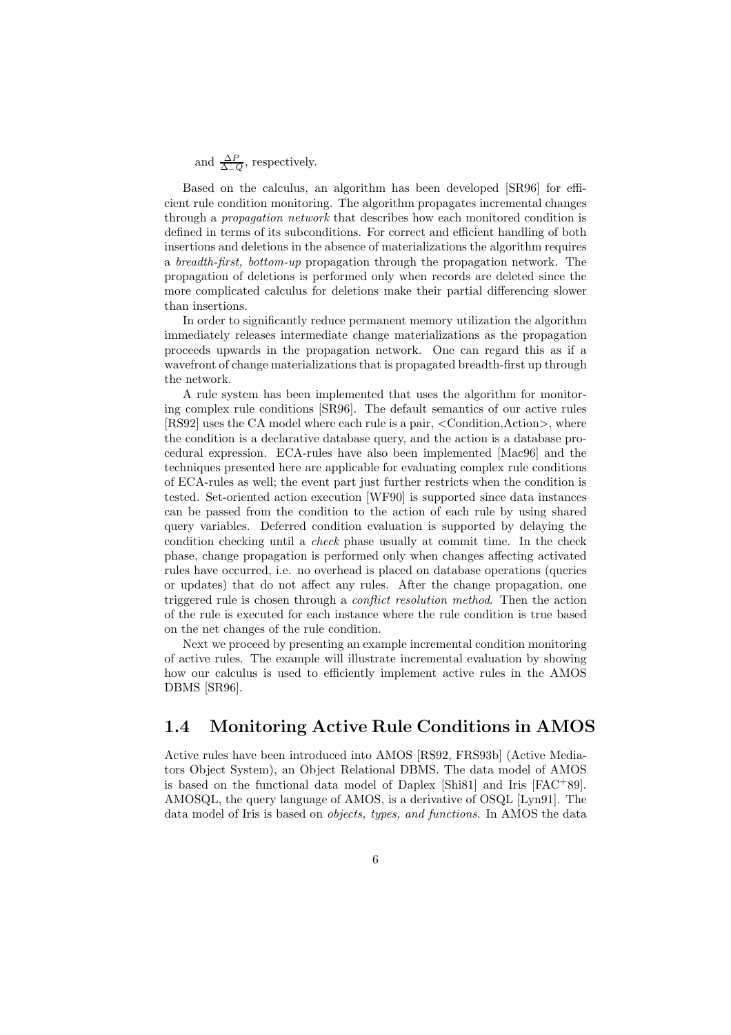and $\frac{\Delta P}{\Delta_{-}Q}$, respectively.

Based on the calculus, an algorithm has been developed [SR96] for efficient rule condition monitoring. The algorithm propagates incremental changes through a *propagation network* that describes how each monitored condition is defined in terms of its subconditions. For correct and efficient handling of both insertions and deletions in the absence of materializations the algorithm requires a *breadth-first, bottom-up* propagation through the propagation network. The propagation of deletions is performed only when records are deleted since the more complicated calculus for deletions make their partial differencing slower than insertions.

In order to significantly reduce permanent memory utilization the algorithm immediately releases intermediate change materializations as the propagation proceeds upwards in the propagation network. One can regard this as if a wavefront of change materializations that is propagated breadth-first up through the network.

A rule system has been implemented that uses the algorithm for monitoring complex rule conditions [SR96]. The default semantics of our active rules [RS92] uses the CA model where each rule is a pair, <Condition,Action>, where the condition is a declarative database query, and the action is a database procedural expression. ECA-rules have also been implemented [Mac96] and the techniques presented here are applicable for evaluating complex rule conditions of ECA-rules as well; the event part just further restricts when the condition is tested. Set-oriented action execution [WF90] is supported since data instances can be passed from the condition to the action of each rule by using shared query variables. Deferred condition evaluation is supported by delaying the condition checking until a *check* phase usually at commit time. In the check phase, change propagation is performed only when changes affecting activated rules have occurred, i.e. no overhead is placed on database operations (queries or updates) that do not affect any rules. After the change propagation, one triggered rule is chosen through a *conflict resolution method*. Then the action of the rule is executed for each instance where the rule condition is true based on the net changes of the rule condition.

Next we proceed by presenting an example incremental condition monitoring of active rules. The example will illustrate incremental evaluation by showing how our calculus is used to efficiently implement active rules in the AMOS DBMS [SR96].

## 1.4 Monitoring Active Rule Conditions in AMOS

Active rules have been introduced into AMOS [RS92, FRS93b] (Active Mediators Object System), an Object Relational DBMS. The data model of AMOS is based on the functional data model of Daplex [Shi81] and Iris [FAC+89]. AMOSQL, the query language of AMOS, is a derivative of OSQL [Lyn91]. The data model of Iris is based on *objects, types, and functions*. In AMOS the data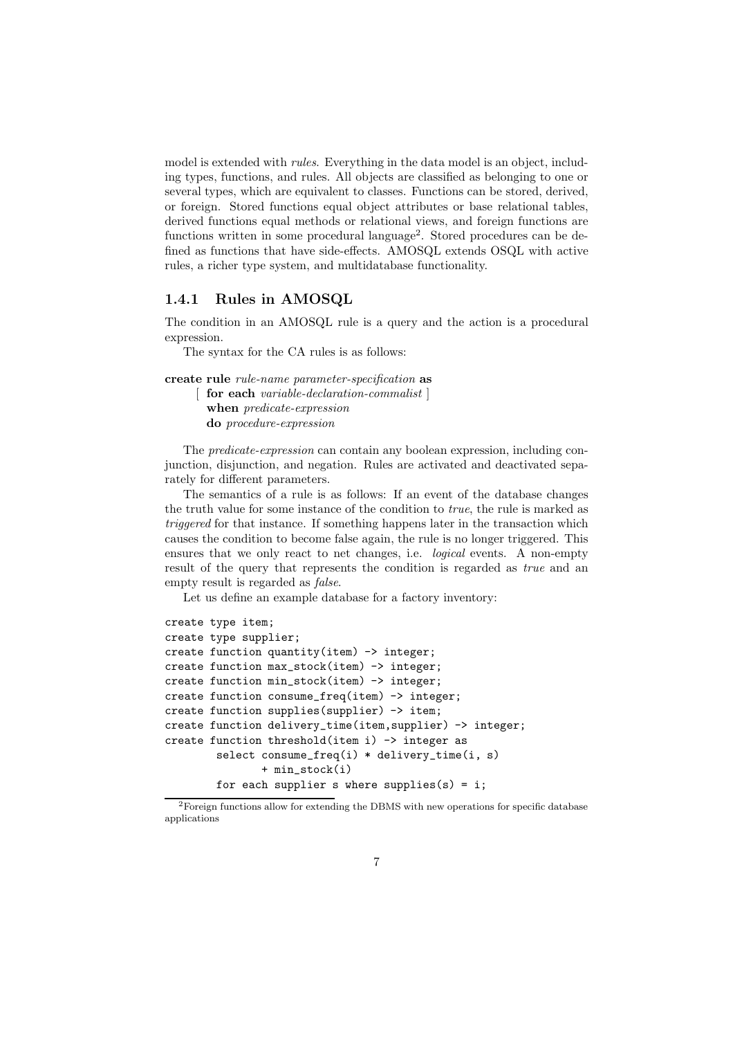model is extended with *rules*. Everything in the data model is an object, including types, functions, and rules. All objects are classified as belonging to one or several types, which are equivalent to classes. Functions can be stored, derived, or foreign. Stored functions equal object attributes or base relational tables, derived functions equal methods or relational views, and foreign functions are functions written in some procedural language[2]. Stored procedures can be defined as functions that have side-effects. AMOSQL extends OSQL with active rules, a richer type system, and multidatabase functionality.

### 1.4.1 Rules in AMOSQL

The condition in an AMOSQL rule is a query and the action is a procedural expression.

The syntax for the CA rules is as follows:

**create rule** *rule-name parameter-specification* **as**
  [ **for each** *variable-declaration-commalist* ]
  **when** *predicate-expression*
  **do** *procedure-expression*

The *predicate-expression* can contain any boolean expression, including conjunction, disjunction, and negation. Rules are activated and deactivated separately for different parameters.

The semantics of a rule is as follows: If an event of the database changes the truth value for some instance of the condition to *true*, the rule is marked as *triggered* for that instance. If something happens later in the transaction which causes the condition to become false again, the rule is no longer triggered. This ensures that we only react to net changes, i.e. *logical* events. A non-empty result of the query that represents the condition is regarded as *true* and an empty result is regarded as *false*.

Let us define an example database for a factory inventory:

```
create type item;
create type supplier;
create function quantity(item) -> integer;
create function max_stock(item) -> integer;
create function min_stock(item) -> integer;
create function consume_freq(item) -> integer;
create function supplies(supplier) -> item;
create function delivery_time(item,supplier) -> integer;
create function threshold(item i) -> integer as
        select consume_freq(i) * delivery_time(i, s)
               + min_stock(i)
        for each supplier s where supplies(s) = i;
```

[2] Foreign functions allow for extending the DBMS with new operations for specific database applications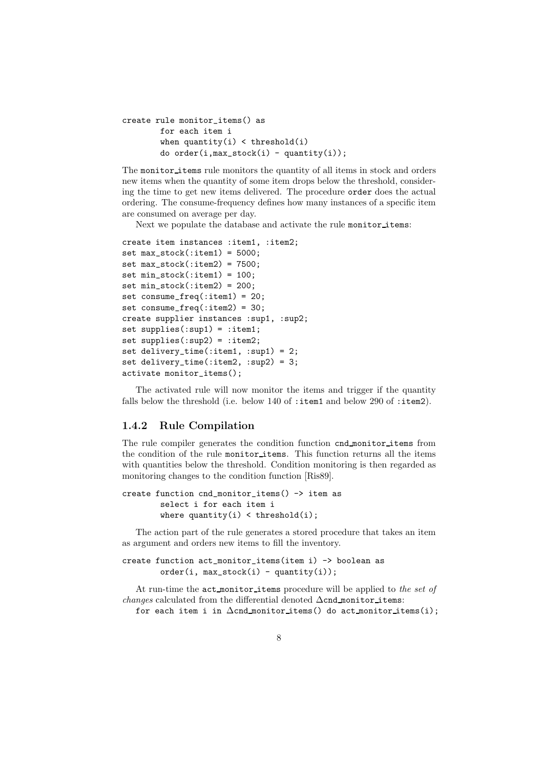```
create rule monitor_items() as
        for each item i
        when quantity(i) < threshold(i)
        do order(i,max_stock(i) - quantity(i));
```

The monitor_items rule monitors the quantity of all items in stock and orders new items when the quantity of some item drops below the threshold, considering the time to get new items delivered. The procedure order does the actual ordering. The consume-frequency defines how many instances of a specific item are consumed on average per day.

Next we populate the database and activate the rule monitor_items:

```
create item instances :item1, :item2;
set max_stock(:item1) = 5000;
set max_stock(:item2) = 7500;
set min_stock(:item1) = 100;
set min_stock(:item2) = 200;
set consume_freq(:item1) = 20;
set consume_freq(:item2) = 30;
create supplier instances :sup1, :sup2;
set supplies(:sup1) = :item1;
set supplies(:sup2) = :item2;
set delivery_time(:item1, :sup1) = 2;
set delivery_time(:item2, :sup2) = 3;
activate monitor_items();
```

The activated rule will now monitor the items and trigger if the quantity falls below the threshold (i.e. below 140 of :item1 and below 290 of :item2).

### 1.4.2 Rule Compilation

The rule compiler generates the condition function cnd_monitor_items from the condition of the rule monitor_items. This function returns all the items with quantities below the threshold. Condition monitoring is then regarded as monitoring changes to the condition function [Ris89].

```
create function cnd_monitor_items() -> item as
        select i for each item i
        where quantity(i) < threshold(i);
```

The action part of the rule generates a stored procedure that takes an item as argument and orders new items to fill the inventory.

```
create function act_monitor_items(item i) -> boolean as
        order(i, max_stock(i) - quantity(i));
```

At run-time the act_monitor_items procedure will be applied to *the set of changes* calculated from the differential denoted Δcnd_monitor_items:

```
for each item i in Δcnd_monitor_items() do act_monitor_items(i);
```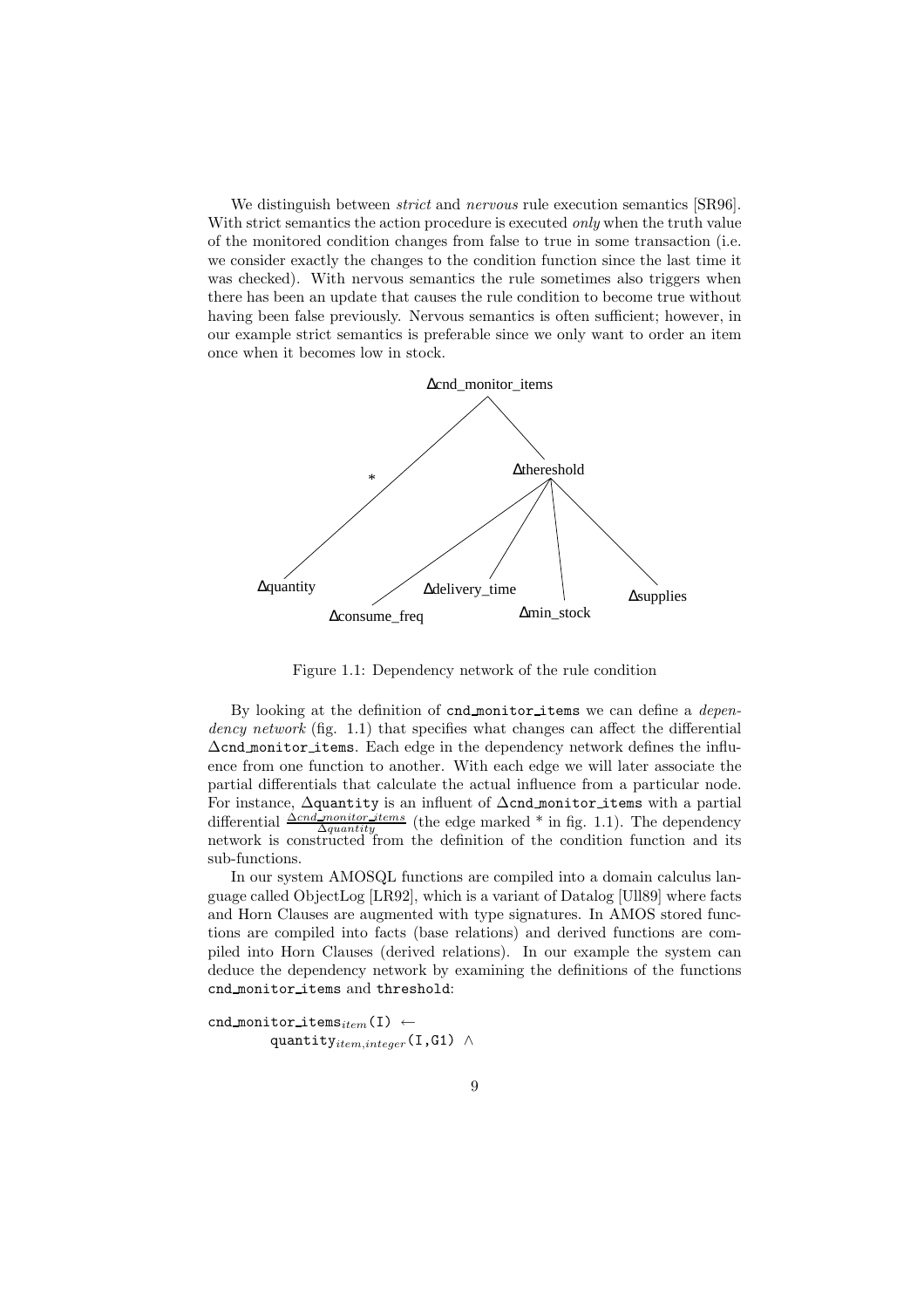We distinguish between *strict* and *nervous* rule execution semantics [SR96]. With strict semantics the action procedure is executed *only* when the truth value of the monitored condition changes from false to true in some transaction (i.e. we consider exactly the changes to the condition function since the last time it was checked). With nervous semantics the rule sometimes also triggers when there has been an update that causes the rule condition to become true without having been false previously. Nervous semantics is often sufficient; however, in our example strict semantics is preferable since we only want to order an item once when it becomes low in stock.

```
                          Δcnd_monitor_items
                         /                  \
                     *  /                    \
                       /                   Δthereshold
                      /              /      /     \      \
              Δquantity  Δconsume_freq  Δdelivery_time  Δmin_stock  Δsupplies
```

Figure 1.1: Dependency network of the rule condition

By looking at the definition of `cnd_monitor_items` we can define a *dependency network* (fig. 1.1) that specifies what changes can affect the differential $\Delta$`cnd_monitor_items`. Each edge in the dependency network defines the influence from one function to another. With each edge we will later associate the partial differentials that calculate the actual influence from a particular node. For instance, $\Delta$`quantity` is an influent of $\Delta$`cnd_monitor_items` with a partial differential $\frac{\Delta cnd\_monitor\_items}{\Delta quantity}$ (the edge marked * in fig. 1.1). The dependency network is constructed from the definition of the condition function and its sub-functions.

In our system AMOSQL functions are compiled into a domain calculus language called ObjectLog [LR92], which is a variant of Datalog [Ull89] where facts and Horn Clauses are augmented with type signatures. In AMOS stored functions are compiled into facts (base relations) and derived functions are compiled into Horn Clauses (derived relations). In our example the system can deduce the dependency network by examining the definitions of the functions `cnd_monitor_items` and `threshold`:

$\texttt{cnd\_monitor\_items}_{item}\texttt{(I)} \leftarrow$
$\quad\quad \texttt{quantity}_{item,integer}\texttt{(I,G1)} \land$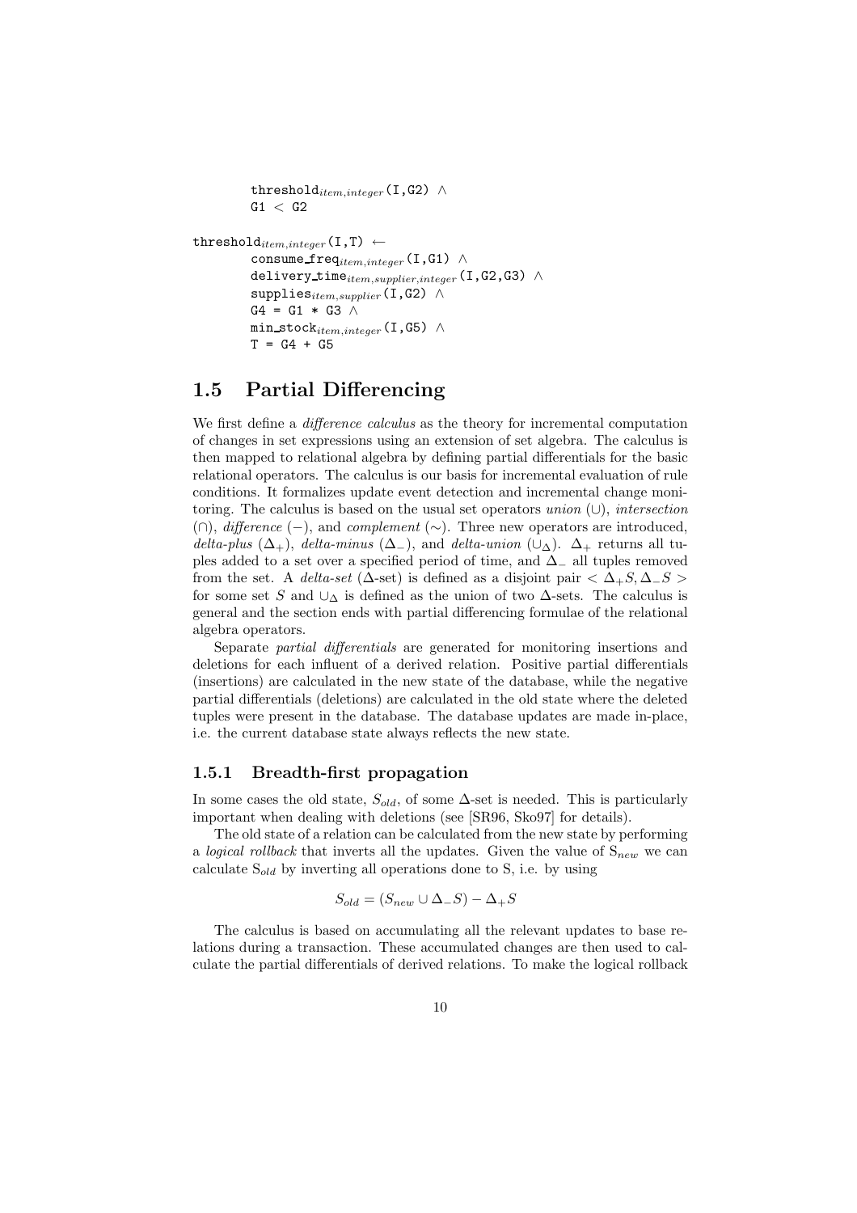```
        threshold_item,integer(I,G2) ∧
        G1 < G2

threshold_item,integer(I,T) ←
        consume_freq_item,integer(I,G1) ∧
        delivery_time_item,supplier,integer(I,G2,G3) ∧
        supplies_item,supplier(I,G2) ∧
        G4 = G1 * G3 ∧
        min_stock_item,integer(I,G5) ∧
        T = G4 + G5
```

## 1.5 Partial Differencing

We first define a *difference calculus* as the theory for incremental computation of changes in set expressions using an extension of set algebra. The calculus is then mapped to relational algebra by defining partial differentials for the basic relational operators. The calculus is our basis for incremental evaluation of rule conditions. It formalizes update event detection and incremental change monitoring. The calculus is based on the usual set operators *union* ($\cup$), *intersection* ($\cap$), *difference* ($-$), and *complement* ($\sim$). Three new operators are introduced, *delta-plus* ($\Delta_+$), *delta-minus* ($\Delta_-$), and *delta-union* ($\cup_\Delta$). $\Delta_+$ returns all tuples added to a set over a specified period of time, and $\Delta_-$ all tuples removed from the set. A *delta-set* ($\Delta$-set) is defined as a disjoint pair $< \Delta_+S, \Delta_-S >$ for some set $S$ and $\cup_\Delta$ is defined as the union of two $\Delta$-sets. The calculus is general and the section ends with partial differencing formulae of the relational algebra operators.

Separate *partial differentials* are generated for monitoring insertions and deletions for each influent of a derived relation. Positive partial differentials (insertions) are calculated in the new state of the database, while the negative partial differentials (deletions) are calculated in the old state where the deleted tuples were present in the database. The database updates are made in-place, i.e. the current database state always reflects the new state.

### 1.5.1 Breadth-first propagation

In some cases the old state, $S_{old}$, of some $\Delta$-set is needed. This is particularly important when dealing with deletions (see [SR96, Sko97] for details).

The old state of a relation can be calculated from the new state by performing a *logical rollback* that inverts all the updates. Given the value of $S_{new}$ we can calculate $S_{old}$ by inverting all operations done to S, i.e. by using

$$S_{old} = (S_{new} \cup \Delta_-S) - \Delta_+S$$

The calculus is based on accumulating all the relevant updates to base relations during a transaction. These accumulated changes are then used to calculate the partial differentials of derived relations. To make the logical rollback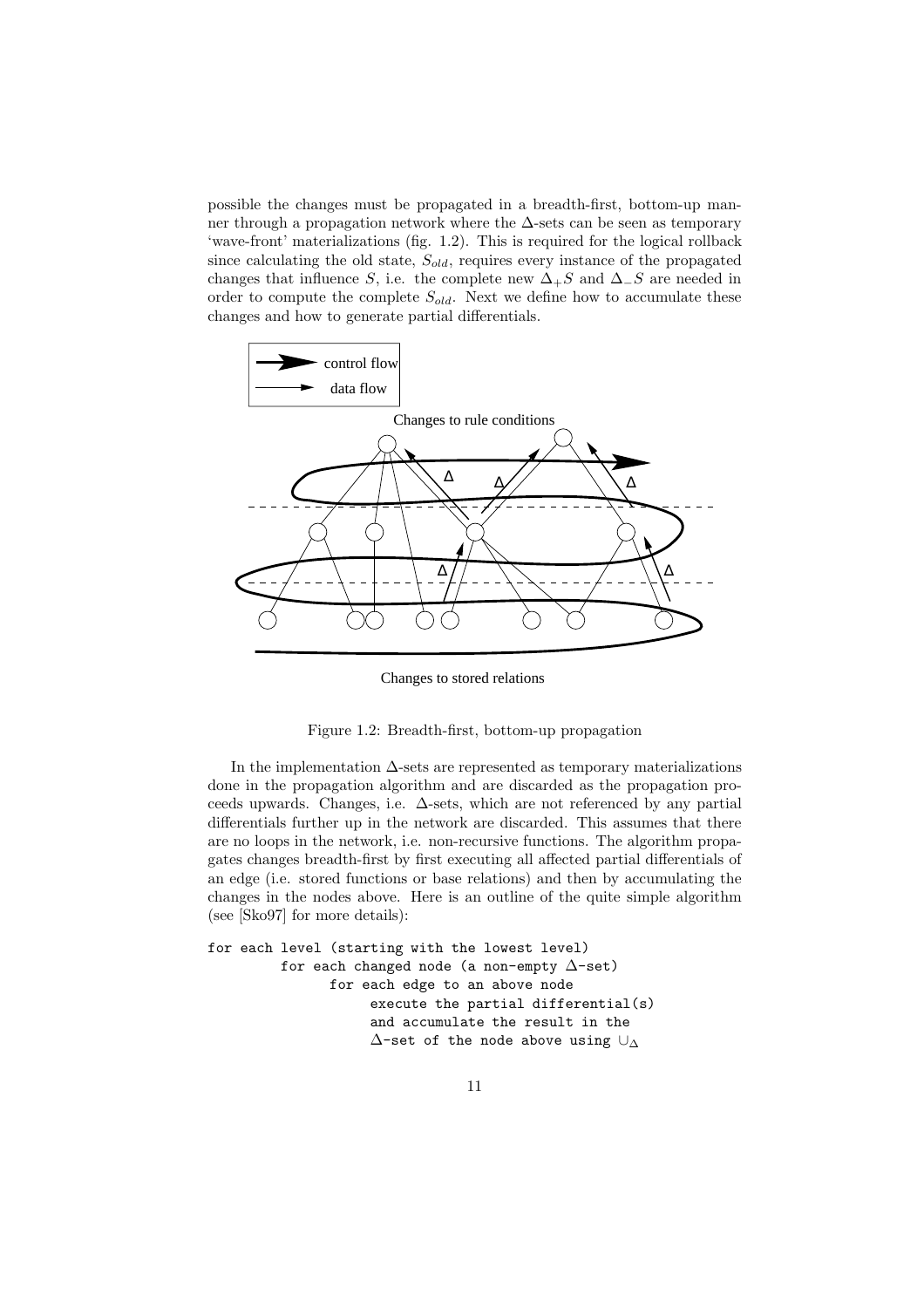possible the changes must be propagated in a breadth-first, bottom-up manner through a propagation network where the Δ-sets can be seen as temporary 'wave-front' materializations (fig. 1.2). This is required for the logical rollback since calculating the old state, $S_{old}$, requires every instance of the propagated changes that influence $S$, i.e. the complete new $\Delta_+ S$ and $\Delta_- S$ are needed in order to compute the complete $S_{old}$. Next we define how to accumulate these changes and how to generate partial differentials.

Figure 1.2: Breadth-first, bottom-up propagation

In the implementation Δ-sets are represented as temporary materializations done in the propagation algorithm and are discarded as the propagation proceeds upwards. Changes, i.e. Δ-sets, which are not referenced by any partial differentials further up in the network are discarded. This assumes that there are no loops in the network, i.e. non-recursive functions. The algorithm propagates changes breadth-first by first executing all affected partial differentials of an edge (i.e. stored functions or base relations) and then by accumulating the changes in the nodes above. Here is an outline of the quite simple algorithm (see [Sko97] for more details):

```
for each level (starting with the lowest level)
        for each changed node (a non-empty Δ-set)
             for each edge to an above node
                  execute the partial differential(s)
                  and accumulate the result in the
                  Δ-set of the node above using ∪Δ
```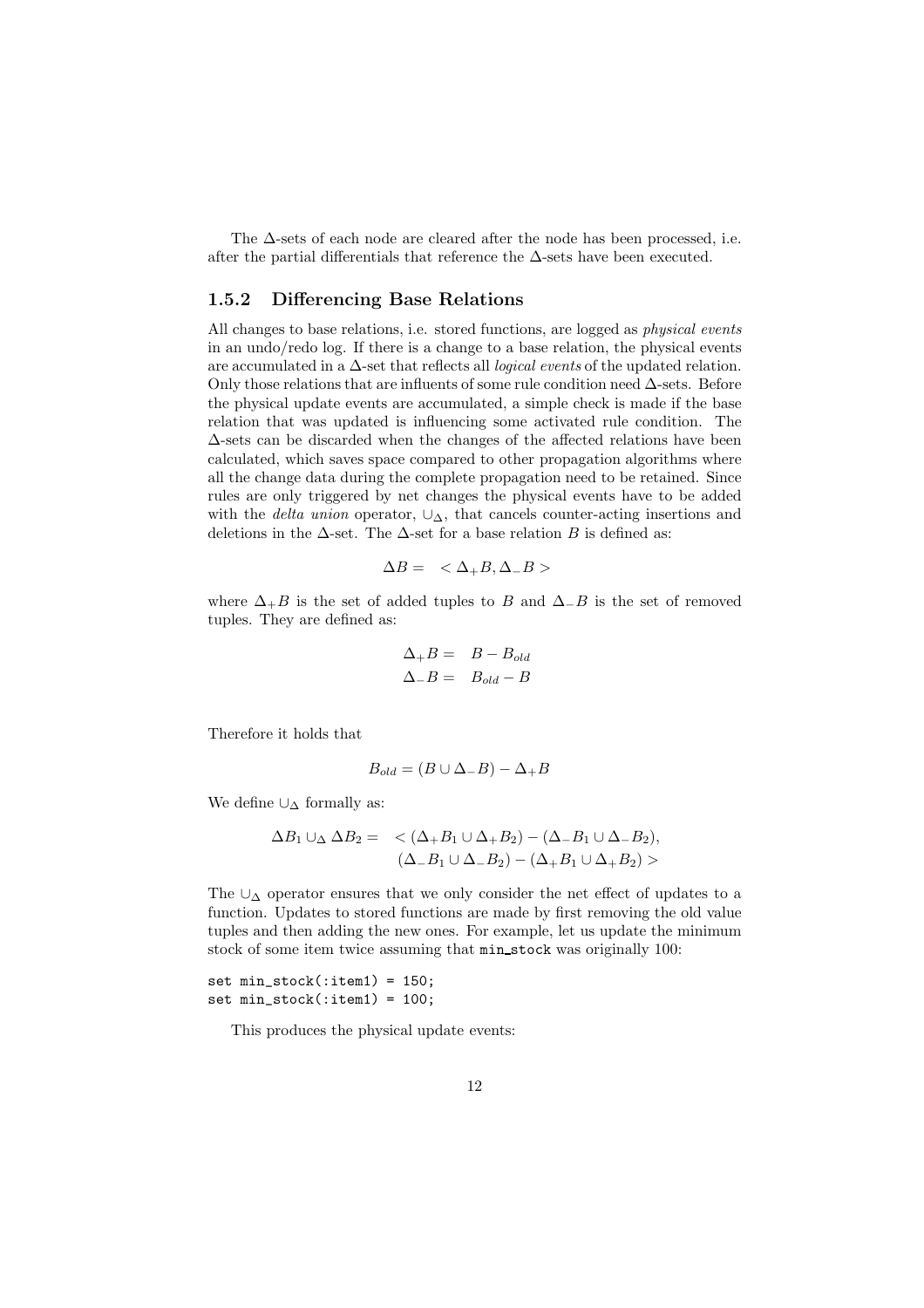The Δ-sets of each node are cleared after the node has been processed, i.e. after the partial differentials that reference the Δ-sets have been executed.

### 1.5.2 Differencing Base Relations

All changes to base relations, i.e. stored functions, are logged as *physical events* in an undo/redo log. If there is a change to a base relation, the physical events are accumulated in a Δ-set that reflects all *logical events* of the updated relation. Only those relations that are influents of some rule condition need Δ-sets. Before the physical update events are accumulated, a simple check is made if the base relation that was updated is influencing some activated rule condition. The Δ-sets can be discarded when the changes of the affected relations have been calculated, which saves space compared to other propagation algorithms where all the change data during the complete propagation need to be retained. Since rules are only triggered by net changes the physical events have to be added with the *delta union* operator, $\cup_\Delta$, that cancels counter-acting insertions and deletions in the Δ-set. The Δ-set for a base relation $B$ is defined as:

$$\Delta B = \; < \Delta_+ B, \Delta_- B >$$

where $\Delta_+ B$ is the set of added tuples to $B$ and $\Delta_- B$ is the set of removed tuples. They are defined as:

$$\begin{aligned} \Delta_+ B &= \; B - B_{old} \\ \Delta_- B &= \; B_{old} - B \end{aligned}$$

Therefore it holds that

$$B_{old} = (B \cup \Delta_- B) - \Delta_+ B$$

We define $\cup_\Delta$ formally as:

$$\begin{aligned} \Delta B_1 \cup_\Delta \Delta B_2 = \; & < (\Delta_+ B_1 \cup \Delta_+ B_2) - (\Delta_- B_1 \cup \Delta_- B_2), \\ & (\Delta_- B_1 \cup \Delta_- B_2) - (\Delta_+ B_1 \cup \Delta_+ B_2) > \end{aligned}$$

The $\cup_\Delta$ operator ensures that we only consider the net effect of updates to a function. Updates to stored functions are made by first removing the old value tuples and then adding the new ones. For example, let us update the minimum stock of some item twice assuming that `min_stock` was originally 100:

```
set min_stock(:item1) = 150;
set min_stock(:item1) = 100;
```

This produces the physical update events: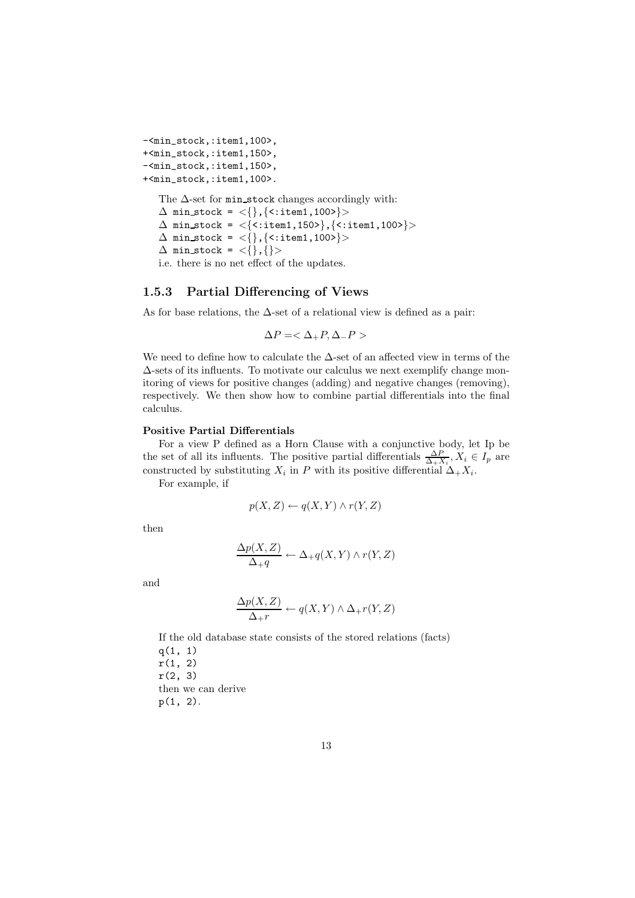```
-<min_stock,:item1,100>,
+<min_stock,:item1,150>,
-<min_stock,:item1,150>,
+<min_stock,:item1,100>.
```

The Δ-set for min_stock changes accordingly with:

Δ min_stock = <{},{<:item1,100>}>

Δ min_stock = <{<:item1,150>},{<:item1,100>}>

Δ min_stock = <{},{<:item1,100>}>

Δ min_stock = <{},{}>

i.e. there is no net effect of the updates.

### 1.5.3 Partial Differencing of Views

As for base relations, the Δ-set of a relational view is defined as a pair:

$$\Delta P = <\Delta_+ P, \Delta_- P>$$

We need to define how to calculate the Δ-set of an affected view in terms of the Δ-sets of its influents. To motivate our calculus we next exemplify change monitoring of views for positive changes (adding) and negative changes (removing), respectively. We then show how to combine partial differentials into the final calculus.

**Positive Partial Differentials**

For a view P defined as a Horn Clause with a conjunctive body, let Ip be the set of all its influents. The positive partial differentials $\frac{\Delta P}{\Delta_+ X_i}, X_i \in I_p$ are constructed by substituting $X_i$ in $P$ with its positive differential $\Delta_+ X_i$.

For example, if

$$p(X, Z) \leftarrow q(X, Y) \wedge r(Y, Z)$$

then

$$\frac{\Delta p(X, Z)}{\Delta_+ q} \leftarrow \Delta_+ q(X, Y) \wedge r(Y, Z)$$

and

$$\frac{\Delta p(X, Z)}{\Delta_+ r} \leftarrow q(X, Y) \wedge \Delta_+ r(Y, Z)$$

If the old database state consists of the stored relations (facts)

q(1, 1)

r(1, 2)

r(2, 3)

then we can derive

p(1, 2).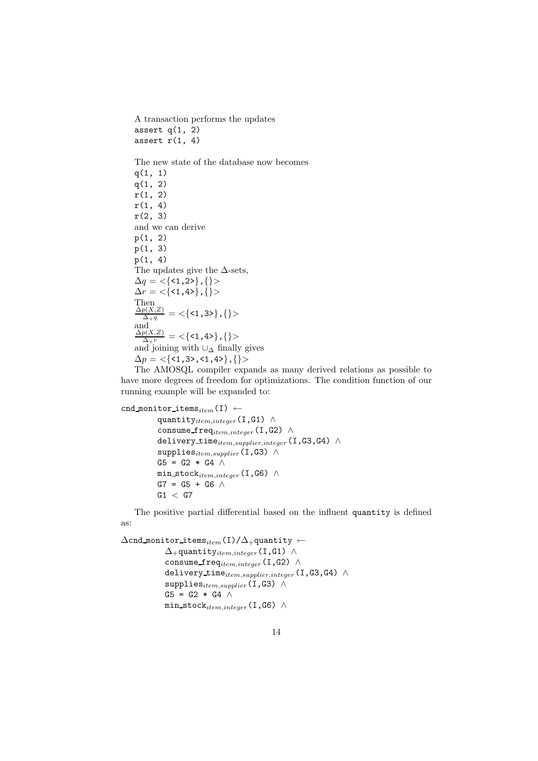A transaction performs the updates

```
assert q(1, 2)
assert r(1, 4)
```

The new state of the database now becomes

```
q(1, 1)
q(1, 2)
r(1, 2)
r(1, 4)
r(2, 3)
```

and we can derive

```
p(1, 2)
p(1, 3)
p(1, 4)
```

The updates give the Δ-sets,

$\Delta q = <\{$<1,2>$\},\{\}>$

$\Delta r = <\{$<1,4>$\},\{\}>$

Then

$\frac{\Delta p(X,Z)}{\Delta_{+} q} = <\{$<1,3>$\},\{\}>$

and

$\frac{\Delta p(X,Z)}{\Delta_{+} r} = <\{$<1,4>$\},\{\}>$

and joining with $\cup_{\Delta}$ finally gives

$\Delta p = <\{$<1,3>,<1,4>$\},\{\}>$

The AMOSQL compiler expands as many derived relations as possible to have more degrees of freedom for optimizations. The condition function of our running example will be expanded to:

$$
\begin{aligned}
&\texttt{cnd\_monitor\_items}_{item}\texttt{(I)} \leftarrow \\
&\quad \texttt{quantity}_{item,integer}\texttt{(I,G1)} \wedge \\
&\quad \texttt{consume\_freq}_{item,integer}\texttt{(I,G2)} \wedge \\
&\quad \texttt{delivery\_time}_{item,supplier,integer}\texttt{(I,G3,G4)} \wedge \\
&\quad \texttt{supplies}_{item,supplier}\texttt{(I,G3)} \wedge \\
&\quad \texttt{G5 = G2 * G4} \wedge \\
&\quad \texttt{min\_stock}_{item,integer}\texttt{(I,G6)} \wedge \\
&\quad \texttt{G7 = G5 + G6} \wedge \\
&\quad \texttt{G1} < \texttt{G7}
\end{aligned}
$$

The positive partial differential based on the influent `quantity` is defined as:

$$
\begin{aligned}
&\Delta\texttt{cnd\_monitor\_items}_{item}\texttt{(I)}/\Delta_{+}\texttt{quantity} \leftarrow \\
&\quad \Delta_{+}\texttt{quantity}_{item,integer}\texttt{(I,G1)} \wedge \\
&\quad \texttt{consume\_freq}_{item,integer}\texttt{(I,G2)} \wedge \\
&\quad \texttt{delivery\_time}_{item,supplier,integer}\texttt{(I,G3,G4)} \wedge \\
&\quad \texttt{supplies}_{item,supplier}\texttt{(I,G3)} \wedge \\
&\quad \texttt{G5 = G2 * G4} \wedge \\
&\quad \texttt{min\_stock}_{item,integer}\texttt{(I,G6)} \wedge
\end{aligned}
$$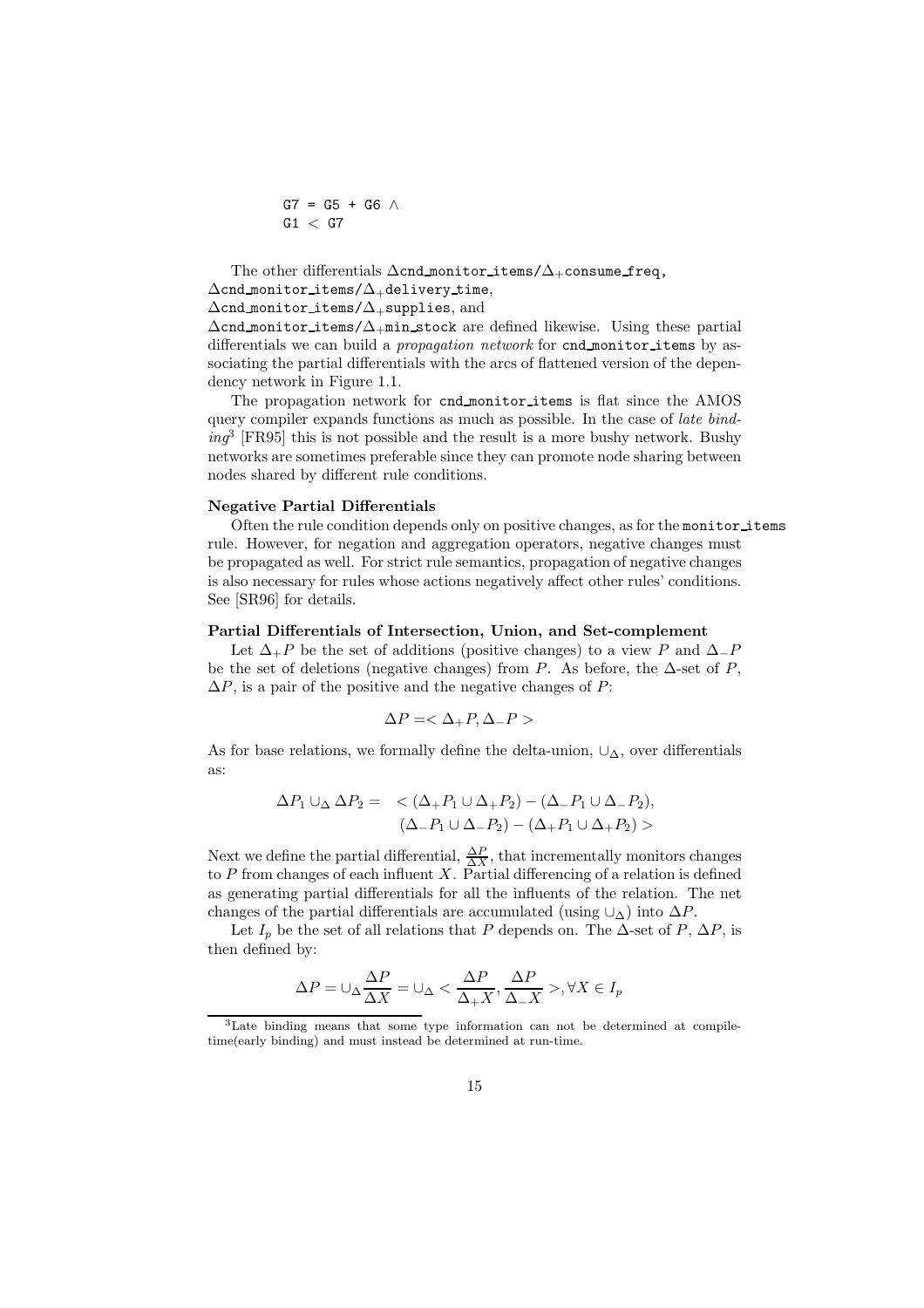```
G7 = G5 + G6 ∧
G1 < G7
```

The other differentials $\Delta$`cnd_monitor_items`$/\Delta_+$`consume_freq`, $\Delta$`cnd_monitor_items`$/\Delta_+$`delivery_time`, $\Delta$`cnd_monitor_items`$/\Delta_+$`supplies`, and $\Delta$`cnd_monitor_items`$/\Delta_+$`min_stock` are defined likewise. Using these partial differentials we can build a *propagation network* for `cnd_monitor_items` by associating the partial differentials with the arcs of flattened version of the dependency network in Figure 1.1.

The propagation network for `cnd_monitor_items` is flat since the AMOS query compiler expands functions as much as possible. In the case of *late binding*[3] [FR95] this is not possible and the result is a more bushy network. Bushy networks are sometimes preferable since they can promote node sharing between nodes shared by different rule conditions.

**Negative Partial Differentials**

Often the rule condition depends only on positive changes, as for the `monitor_items` rule. However, for negation and aggregation operators, negative changes must be propagated as well. For strict rule semantics, propagation of negative changes is also necessary for rules whose actions negatively affect other rules' conditions. See [SR96] for details.

**Partial Differentials of Intersection, Union, and Set-complement**

Let $\Delta_+P$ be the set of additions (positive changes) to a view $P$ and $\Delta_-P$ be the set of deletions (negative changes) from $P$. As before, the $\Delta$-set of $P$, $\Delta P$, is a pair of the positive and the negative changes of $P$:

$$\Delta P = < \Delta_+P, \Delta_-P >$$

As for base relations, we formally define the delta-union, $\cup_\Delta$, over differentials as:

$$\begin{aligned} \Delta P_1 \cup_\Delta \Delta P_2 = \quad & < (\Delta_+P_1 \cup \Delta_+P_2) - (\Delta_-P_1 \cup \Delta_-P_2), \\ & (\Delta_-P_1 \cup \Delta_-P_2) - (\Delta_+P_1 \cup \Delta_+P_2) > \end{aligned}$$

Next we define the partial differential, $\frac{\Delta P}{\Delta X}$, that incrementally monitors changes to $P$ from changes of each influent $X$. Partial differencing of a relation is defined as generating partial differentials for all the influents of the relation. The net changes of the partial differentials are accumulated (using $\cup_\Delta$) into $\Delta P$.

Let $I_p$ be the set of all relations that $P$ depends on. The $\Delta$-set of $P$, $\Delta P$, is then defined by:

$$\Delta P = \cup_\Delta \frac{\Delta P}{\Delta X} = \cup_\Delta < \frac{\Delta P}{\Delta_+ X}, \frac{\Delta P}{\Delta_- X} >, \forall X \in I_p$$

[3]Late binding means that some type information can not be determined at compile-time(early binding) and must instead be determined at run-time.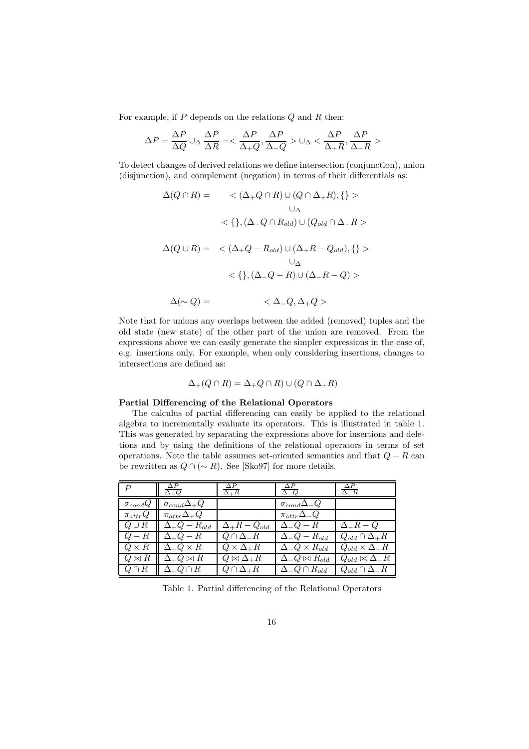For example, if $P$ depends on the relations $Q$ and $R$ then:

$$\Delta P = \frac{\Delta P}{\Delta Q} \cup_\Delta \frac{\Delta P}{\Delta R} = < \frac{\Delta P}{\Delta_+ Q}, \frac{\Delta P}{\Delta_- Q} > \cup_\Delta < \frac{\Delta P}{\Delta_+ R}, \frac{\Delta P}{\Delta_- R} >$$

To detect changes of derived relations we define intersection (conjunction), union (disjunction), and complement (negation) in terms of their differentials as:

$$\begin{aligned}
\Delta(Q \cap R) = \quad & < (\Delta_+ Q \cap R) \cup (Q \cap \Delta_+ R), \{\} > \\
& \cup_\Delta \\
& < \{\}, (\Delta_- Q \cap R_{old}) \cup (Q_{old} \cap \Delta_- R >
\end{aligned}$$

$$\begin{aligned}
\Delta(Q \cup R) = \quad & < (\Delta_+ Q - R_{old}) \cup (\Delta_+ R - Q_{old}), \{\} > \\
& \cup_\Delta \\
& < \{\}, (\Delta_- Q - R) \cup (\Delta_- R - Q) >
\end{aligned}$$

$$\Delta(\sim Q) = \quad < \Delta_- Q, \Delta_+ Q >$$

Note that for unions any overlaps between the added (removed) tuples and the old state (new state) of the other part of the union are removed. From the expressions above we can easily generate the simpler expressions in the case of, e.g. insertions only. For example, when only considering insertions, changes to intersections are defined as:

$$\Delta_+(Q \cap R) = \Delta_+ Q \cap R) \cup (Q \cap \Delta_+ R)$$

**Partial Differencing of the Relational Operators**

The calculus of partial differencing can easily be applied to the relational algebra to incrementally evaluate its operators. This is illustrated in table 1. This was generated by separating the expressions above for insertions and deletions and by using the definitions of the relational operators in terms of set operations. Note the table assumes set-oriented semantics and that $Q - R$ can be rewritten as $Q \cap (\sim R)$. See [Sko97] for more details.

| $P$ | $\frac{\Delta P}{\Delta_+ Q}$ | $\frac{\Delta P}{\Delta_+ R}$ | $\frac{\Delta P}{\Delta_- Q}$ | $\frac{\Delta P}{\Delta_- R}$ |
|---|---|---|---|---|
| $\sigma_{cond} Q$ | $\sigma_{cond} \Delta_+ Q$ | | $\sigma_{cond} \Delta_- Q$ | |
| $\pi_{attr} Q$ | $\pi_{attr} \Delta_+ Q$ | | $\pi_{attr} \Delta_- Q$ | |
| $Q \cup R$ | $\Delta_+ Q - R_{old}$ | $\Delta_+ R - Q_{old}$ | $\Delta_- Q - R$ | $\Delta_- R - Q$ |
| $Q - R$ | $\Delta_+ Q - R$ | $Q \cap \Delta_- R$ | $\Delta_- Q - R_{old}$ | $Q_{old} \cap \Delta_+ R$ |
| $Q \times R$ | $\Delta_+ Q \times R$ | $Q \times \Delta_+ R$ | $\Delta_- Q \times R_{old}$ | $Q_{old} \times \Delta_- R$ |
| $Q \bowtie R$ | $\Delta_+ Q \bowtie R$ | $Q \bowtie \Delta_+ R$ | $\Delta_- Q \bowtie R_{old}$ | $Q_{old} \bowtie \Delta_- R$ |
| $Q \cap R$ | $\Delta_+ Q \cap R$ | $Q \cap \Delta_+ R$ | $\Delta_- Q \cap R_{old}$ | $Q_{old} \cap \Delta_- R$ |

Table 1. Partial differencing of the Relational Operators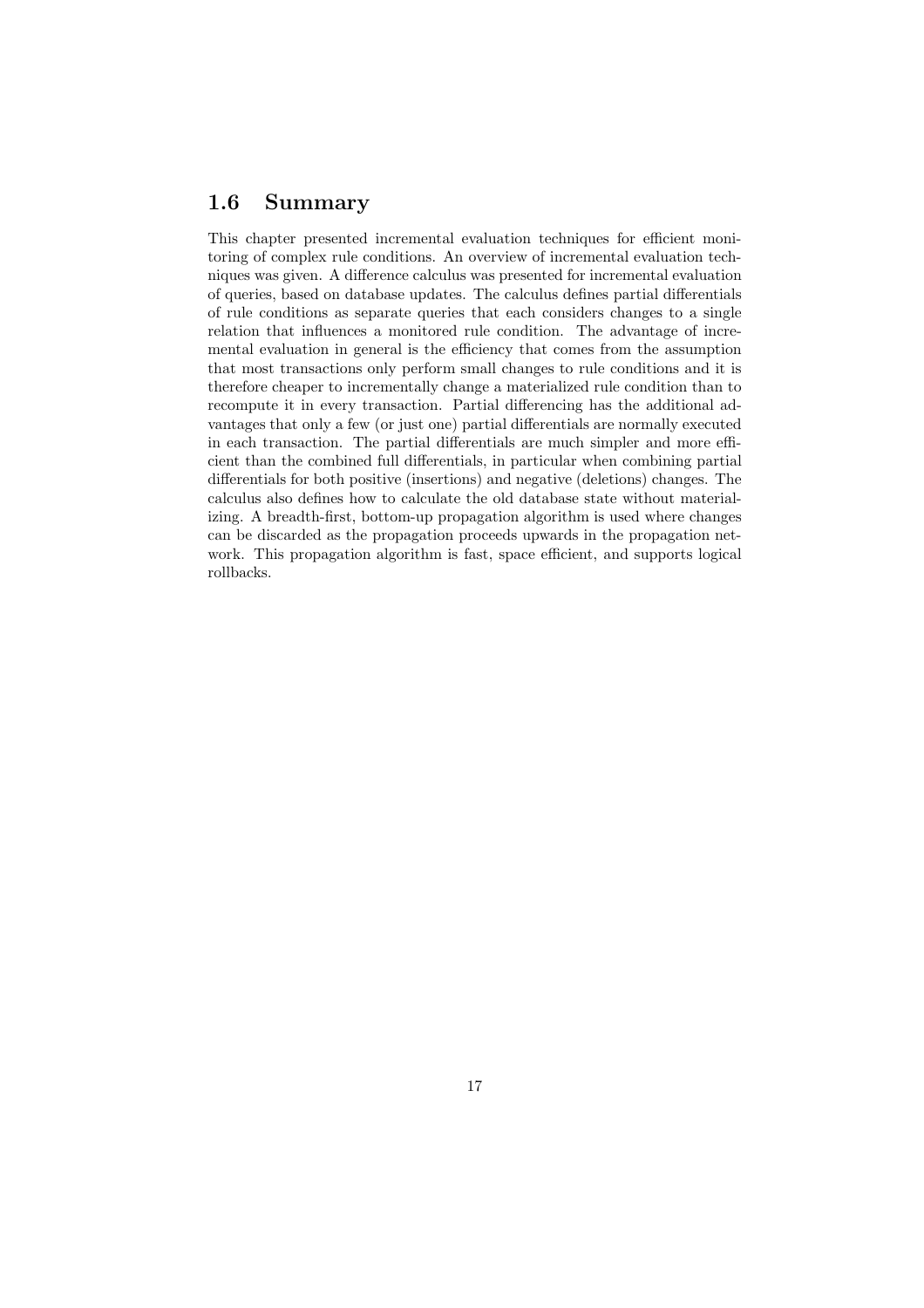## 1.6 Summary

This chapter presented incremental evaluation techniques for efficient monitoring of complex rule conditions. An overview of incremental evaluation techniques was given. A difference calculus was presented for incremental evaluation of queries, based on database updates. The calculus defines partial differentials of rule conditions as separate queries that each considers changes to a single relation that influences a monitored rule condition. The advantage of incremental evaluation in general is the efficiency that comes from the assumption that most transactions only perform small changes to rule conditions and it is therefore cheaper to incrementally change a materialized rule condition than to recompute it in every transaction. Partial differencing has the additional advantages that only a few (or just one) partial differentials are normally executed in each transaction. The partial differentials are much simpler and more efficient than the combined full differentials, in particular when combining partial differentials for both positive (insertions) and negative (deletions) changes. The calculus also defines how to calculate the old database state without materializing. A breadth-first, bottom-up propagation algorithm is used where changes can be discarded as the propagation proceeds upwards in the propagation network. This propagation algorithm is fast, space efficient, and supports logical rollbacks.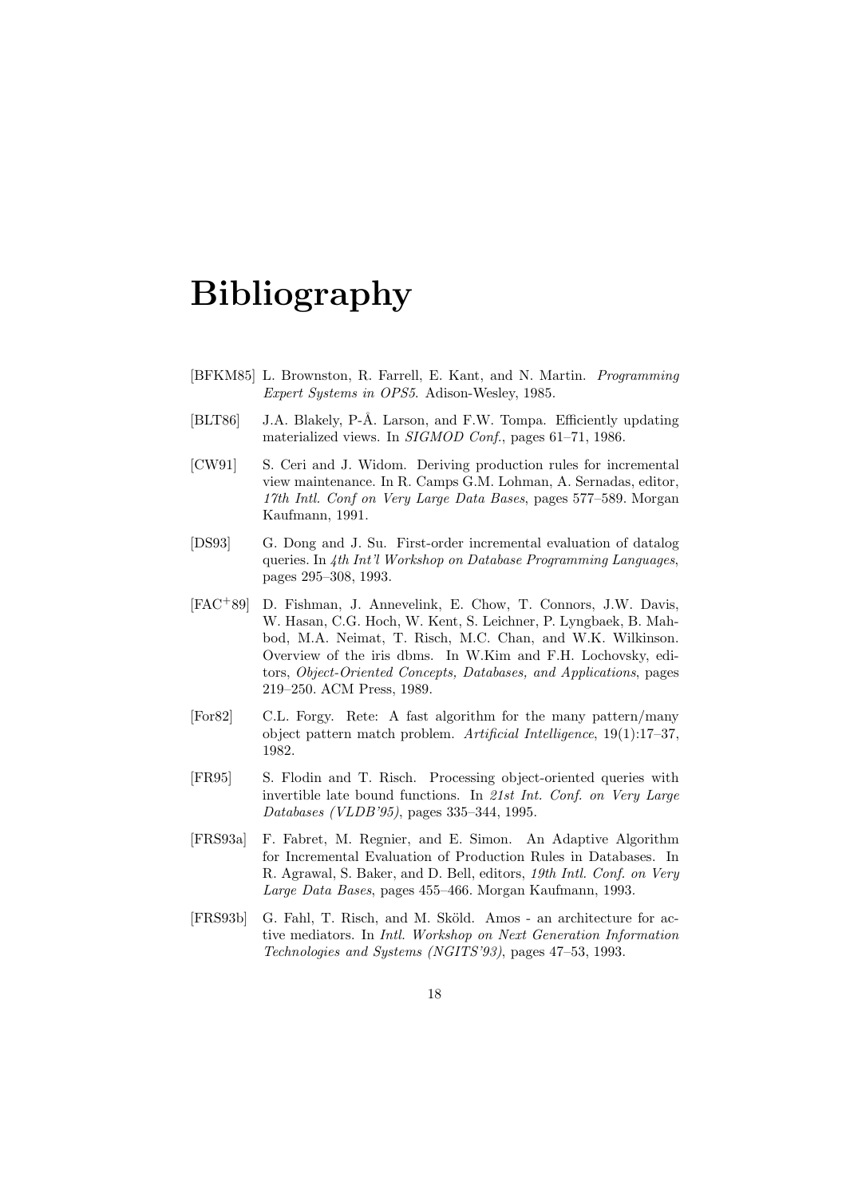# Bibliography

[BFKM85] L. Brownston, R. Farrell, E. Kant, and N. Martin. *Programming Expert Systems in OPS5*. Adison-Wesley, 1985.

[BLT86] J.A. Blakely, P-Å. Larson, and F.W. Tompa. Efficiently updating materialized views. In *SIGMOD Conf.*, pages 61–71, 1986.

[CW91] S. Ceri and J. Widom. Deriving production rules for incremental view maintenance. In R. Camps G.M. Lohman, A. Sernadas, editor, *17th Intl. Conf on Very Large Data Bases*, pages 577–589. Morgan Kaufmann, 1991.

[DS93] G. Dong and J. Su. First-order incremental evaluation of datalog queries. In *4th Int'l Workshop on Database Programming Languages*, pages 295–308, 1993.

[FAC+89] D. Fishman, J. Annevelink, E. Chow, T. Connors, J.W. Davis, W. Hasan, C.G. Hoch, W. Kent, S. Leichner, P. Lyngbaek, B. Mahbod, M.A. Neimat, T. Risch, M.C. Chan, and W.K. Wilkinson. Overview of the iris dbms. In W.Kim and F.H. Lochovsky, editors, *Object-Oriented Concepts, Databases, and Applications*, pages 219–250. ACM Press, 1989.

[For82] C.L. Forgy. Rete: A fast algorithm for the many pattern/many object pattern match problem. *Artificial Intelligence*, 19(1):17–37, 1982.

[FR95] S. Flodin and T. Risch. Processing object-oriented queries with invertible late bound functions. In *21st Int. Conf. on Very Large Databases (VLDB'95)*, pages 335–344, 1995.

[FRS93a] F. Fabret, M. Regnier, and E. Simon. An Adaptive Algorithm for Incremental Evaluation of Production Rules in Databases. In R. Agrawal, S. Baker, and D. Bell, editors, *19th Intl. Conf. on Very Large Data Bases*, pages 455–466. Morgan Kaufmann, 1993.

[FRS93b] G. Fahl, T. Risch, and M. Sköld. Amos - an architecture for active mediators. In *Intl. Workshop on Next Generation Information Technologies and Systems (NGITS'93)*, pages 47–53, 1993.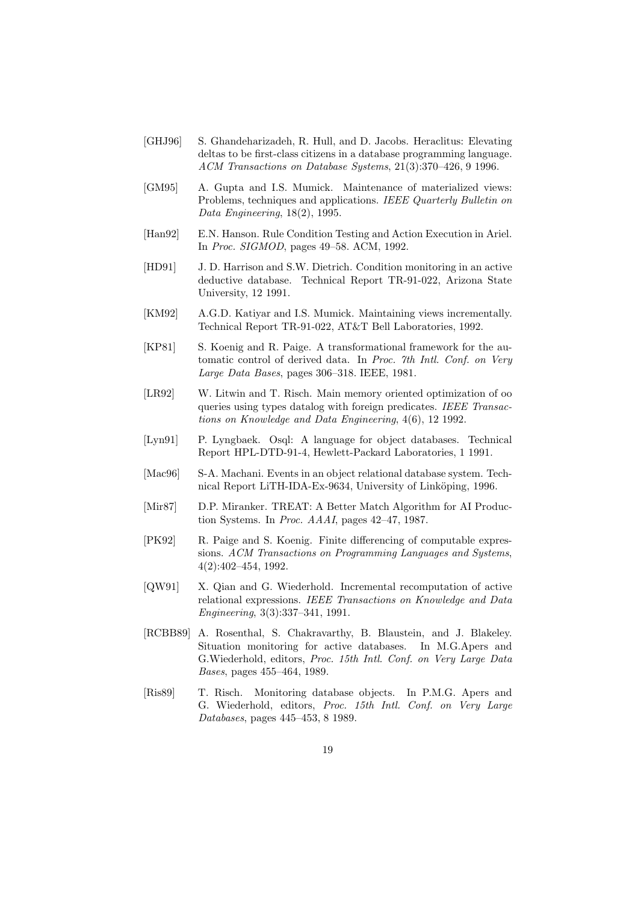[GHJ96] S. Ghandeharizadeh, R. Hull, and D. Jacobs. Heraclitus: Elevating deltas to be first-class citizens in a database programming language. *ACM Transactions on Database Systems*, 21(3):370–426, 9 1996.

[GM95] A. Gupta and I.S. Mumick. Maintenance of materialized views: Problems, techniques and applications. *IEEE Quarterly Bulletin on Data Engineering*, 18(2), 1995.

[Han92] E.N. Hanson. Rule Condition Testing and Action Execution in Ariel. In *Proc. SIGMOD*, pages 49–58. ACM, 1992.

[HD91] J. D. Harrison and S.W. Dietrich. Condition monitoring in an active deductive database. Technical Report TR-91-022, Arizona State University, 12 1991.

[KM92] A.G.D. Katiyar and I.S. Mumick. Maintaining views incrementally. Technical Report TR-91-022, AT&T Bell Laboratories, 1992.

[KP81] S. Koenig and R. Paige. A transformational framework for the automatic control of derived data. In *Proc. 7th Intl. Conf. on Very Large Data Bases*, pages 306–318. IEEE, 1981.

[LR92] W. Litwin and T. Risch. Main memory oriented optimization of oo queries using types datalog with foreign predicates. *IEEE Transactions on Knowledge and Data Engineering*, 4(6), 12 1992.

[Lyn91] P. Lyngbaek. Osql: A language for object databases. Technical Report HPL-DTD-91-4, Hewlett-Packard Laboratories, 1 1991.

[Mac96] S-A. Machani. Events in an object relational database system. Technical Report LiTH-IDA-Ex-9634, University of Linköping, 1996.

[Mir87] D.P. Miranker. TREAT: A Better Match Algorithm for AI Production Systems. In *Proc. AAAI*, pages 42–47, 1987.

[PK92] R. Paige and S. Koenig. Finite differencing of computable expressions. *ACM Transactions on Programming Languages and Systems*, 4(2):402–454, 1992.

[QW91] X. Qian and G. Wiederhold. Incremental recomputation of active relational expressions. *IEEE Transactions on Knowledge and Data Engineering*, 3(3):337–341, 1991.

[RCBB89] A. Rosenthal, S. Chakravarthy, B. Blaustein, and J. Blakeley. Situation monitoring for active databases. In M.G.Apers and G.Wiederhold, editors, *Proc. 15th Intl. Conf. on Very Large Data Bases*, pages 455–464, 1989.

[Ris89] T. Risch. Monitoring database objects. In P.M.G. Apers and G. Wiederhold, editors, *Proc. 15th Intl. Conf. on Very Large Databases*, pages 445–453, 8 1989.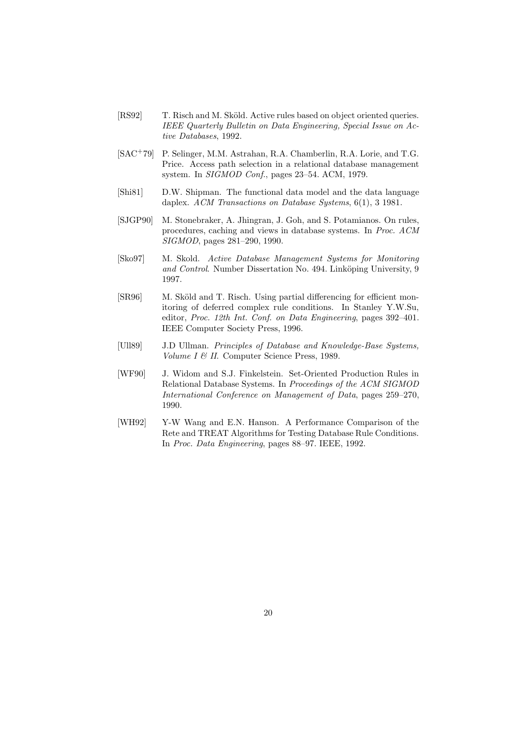[RS92] T. Risch and M. Sköld. Active rules based on object oriented queries. *IEEE Quarterly Bulletin on Data Engineering, Special Issue on Active Databases*, 1992.

[SAC$^{+}$79] P. Selinger, M.M. Astrahan, R.A. Chamberlin, R.A. Lorie, and T.G. Price. Access path selection in a relational database management system. In *SIGMOD Conf.*, pages 23–54. ACM, 1979.

[Shi81] D.W. Shipman. The functional data model and the data language daplex. *ACM Transactions on Database Systems*, 6(1), 3 1981.

[SJGP90] M. Stonebraker, A. Jhingran, J. Goh, and S. Potamianos. On rules, procedures, caching and views in database systems. In *Proc. ACM SIGMOD*, pages 281–290, 1990.

[Sko97] M. Skold. *Active Database Management Systems for Monitoring and Control*. Number Dissertation No. 494. Linköping University, 9 1997.

[SR96] M. Sköld and T. Risch. Using partial differencing for efficient monitoring of deferred complex rule conditions. In Stanley Y.W.Su, editor, *Proc. 12th Int. Conf. on Data Engineering*, pages 392–401. IEEE Computer Society Press, 1996.

[Ull89] J.D Ullman. *Principles of Database and Knowledge-Base Systems, Volume I & II*. Computer Science Press, 1989.

[WF90] J. Widom and S.J. Finkelstein. Set-Oriented Production Rules in Relational Database Systems. In *Proceedings of the ACM SIGMOD International Conference on Management of Data*, pages 259–270, 1990.

[WH92] Y-W Wang and E.N. Hanson. A Performance Comparison of the Rete and TREAT Algorithms for Testing Database Rule Conditions. In *Proc. Data Engineering*, pages 88–97. IEEE, 1992.